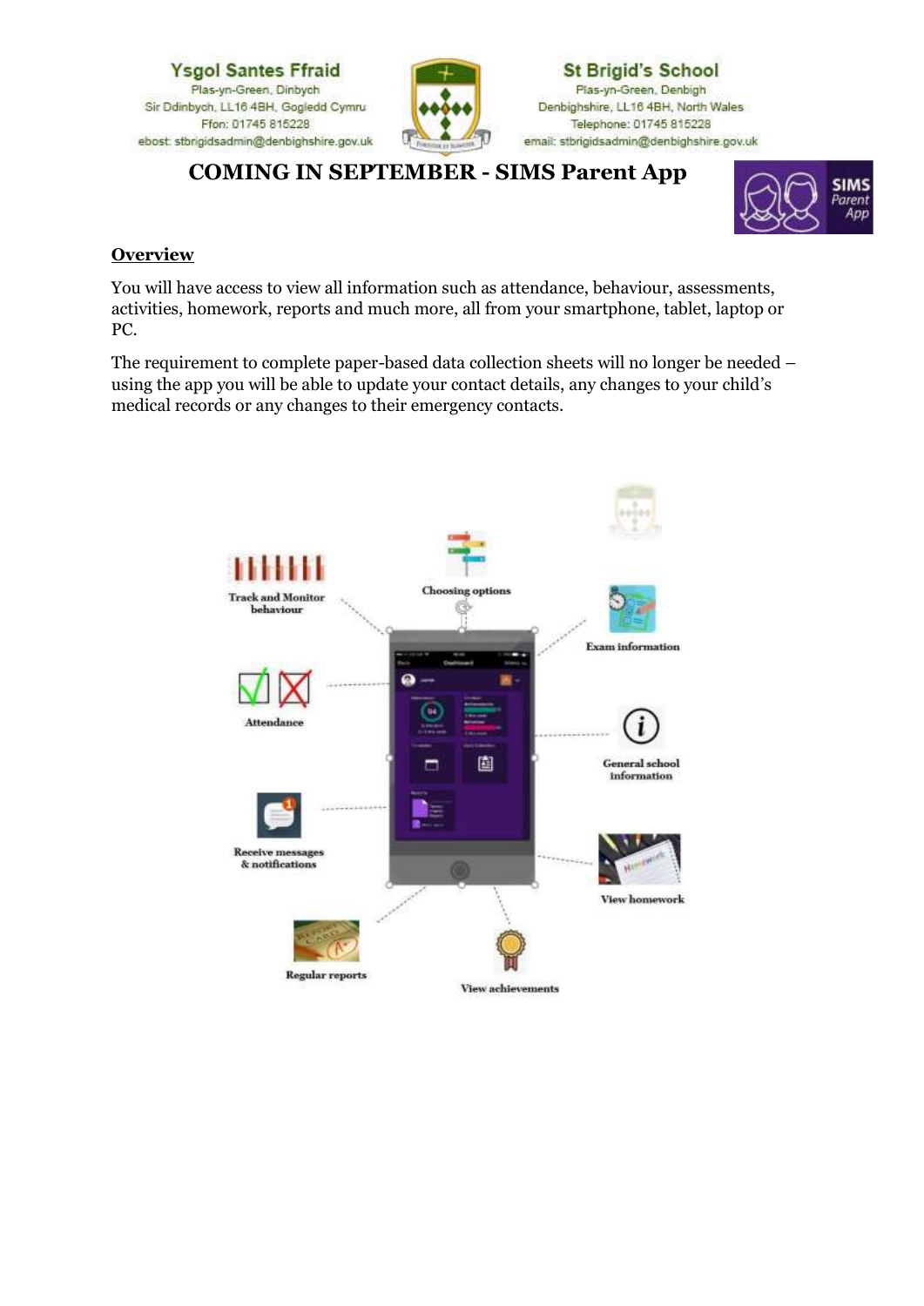Ysgol Santes Ffraid
Plas-yn-Green, Dinbych
Sir Ddinbych, LL16 4BH, Gogledd Cymru
Ffon: 01745 815228
ebost: stbrigidsadmin@denbighshire.gov.uk

St Brigid's School
Plas-yn-Green, Denbigh
Denbighshire, LL16 4BH, North Wales
Telephone: 01745 815228
email: stbrigidsadmin@denbighshire.gov.uk

# COMING IN SEPTEMBER - SIMS Parent App

## Overview

You will have access to view all information such as attendance, behaviour, assessments, activities, homework, reports and much more, all from your smartphone, tablet, laptop or PC.

The requirement to complete paper-based data collection sheets will no longer be needed – using the app you will be able to update your contact details, any changes to your child's medical records or any changes to their emergency contacts.

- Track and Monitor behaviour
- Choosing options
- Exam information
- Attendance
- General school information
- Receive messages & notifications
- View homework
- Regular reports
- View achievements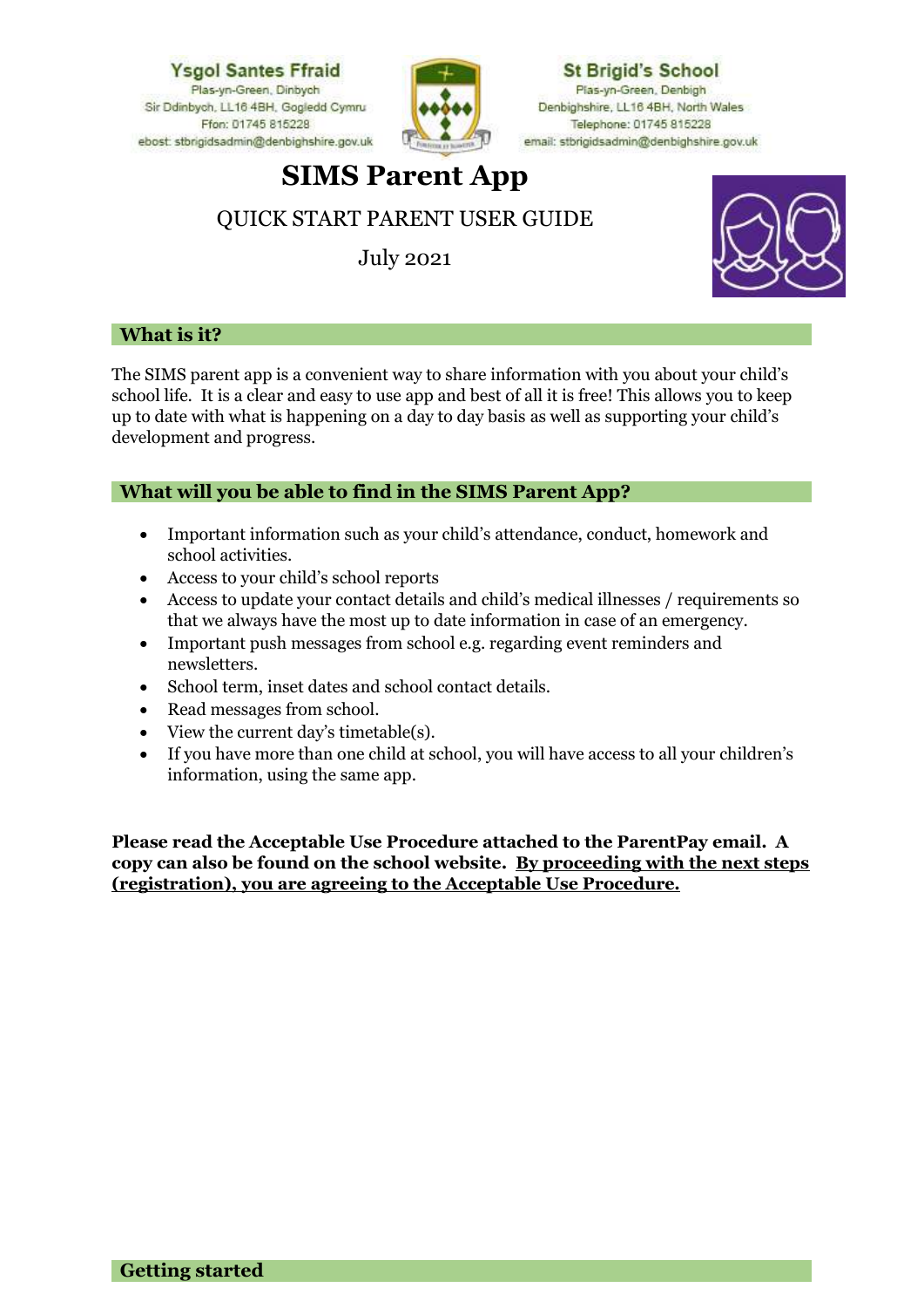Ysgol Santes Ffraid
Plas-yn-Green, Dinbych
Sir Ddinbych, LL16 4BH, Gogledd Cymru
Ffon: 01745 815228
ebost: stbrigidsadmin@denbighshire.gov.uk

St Brigid's School
Plas-yn-Green, Denbigh
Denbighshire, LL16 4BH, North Wales
Telephone: 01745 815228
email: stbrigidsadmin@denbighshire.gov.uk

# SIMS Parent App

QUICK START PARENT USER GUIDE

July 2021

## What is it?

The SIMS parent app is a convenient way to share information with you about your child's school life. It is a clear and easy to use app and best of all it is free! This allows you to keep up to date with what is happening on a day to day basis as well as supporting your child's development and progress.

## What will you be able to find in the SIMS Parent App?

- Important information such as your child's attendance, conduct, homework and school activities.
- Access to your child's school reports
- Access to update your contact details and child's medical illnesses / requirements so that we always have the most up to date information in case of an emergency.
- Important push messages from school e.g. regarding event reminders and newsletters.
- School term, inset dates and school contact details.
- Read messages from school.
- View the current day's timetable(s).
- If you have more than one child at school, you will have access to all your children's information, using the same app.

**Please read the Acceptable Use Procedure attached to the ParentPay email. A copy can also be found on the school website. <u>By proceeding with the next steps (registration), you are agreeing to the Acceptable Use Procedure.</u>**

## Getting started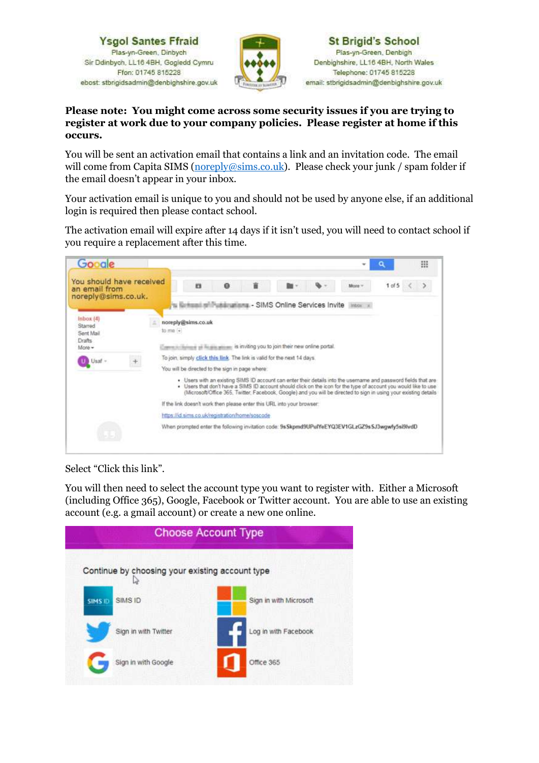Ysgol Santes Ffraid
Plas-yn-Green, Dinbych
Sir Ddinbych, LL16 4BH, Gogledd Cymru
Ffon: 01745 815228
ebost: stbrigidsadmin@denbighshire.gov.uk

St Brigid's School
Plas-yn-Green, Denbigh
Denbighshire, LL16 4BH, North Wales
Telephone: 01745 815228
email: stbrigidsadmin@denbighshire.gov.uk

**Please note: You might come across some security issues if you are trying to register at work due to your company policies. Please register at home if this occurs.**

You will be sent an activation email that contains a link and an invitation code. The email will come from Capita SIMS (noreply@sims.co.uk). Please check your junk / spam folder if the email doesn't appear in your inbox.

Your activation email is unique to you and should not be used by anyone else, if an additional login is required then please contact school.

The activation email will expire after 14 days if it isn't used, you will need to contact school if you require a replacement after this time.

Select "Click this link".

You will then need to select the account type you want to register with. Either a Microsoft (including Office 365), Google, Facebook or Twitter account. You are able to use an existing account (e.g. a gmail account) or create a new one online.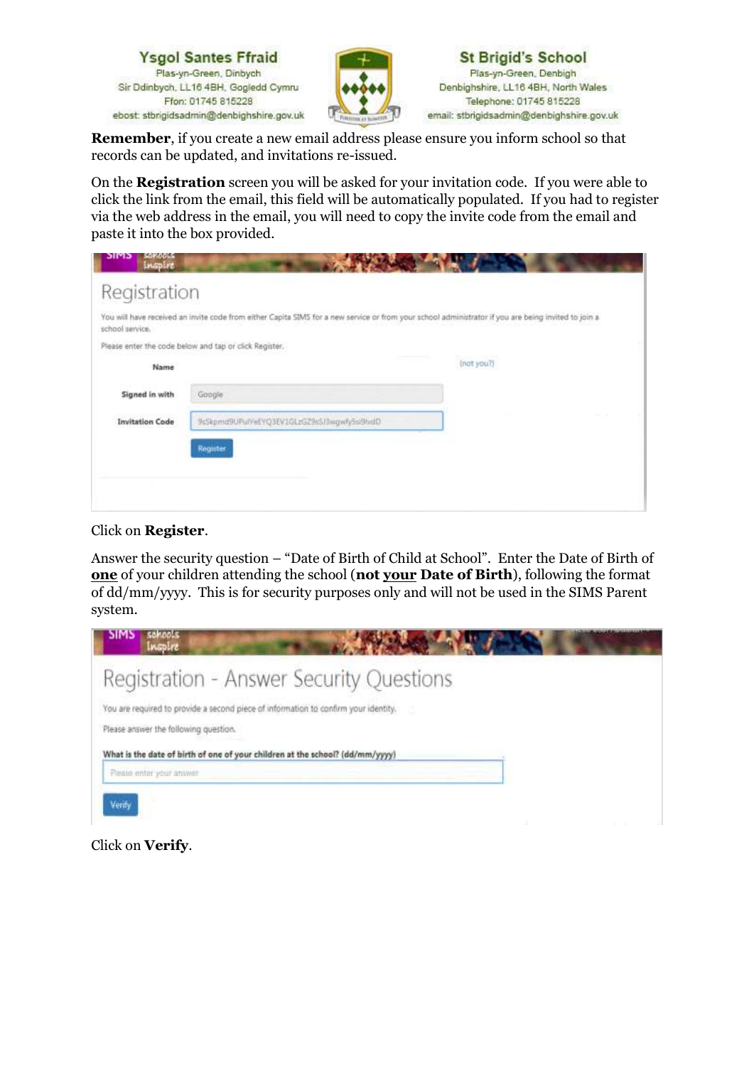**Remember**, if you create a new email address please ensure you inform school so that records can be updated, and invitations re-issued.

On the **Registration** screen you will be asked for your invitation code. If you were able to click the link from the email, this field will be automatically populated. If you had to register via the web address in the email, you will need to copy the invite code from the email and paste it into the box provided.

Click on **Register**.

Answer the security question – "Date of Birth of Child at School". Enter the Date of Birth of **<u>one</u>** of your children attending the school (**not <u>your</u> Date of Birth**), following the format of dd/mm/yyyy. This is for security purposes only and will not be used in the SIMS Parent system.

Click on **Verify**.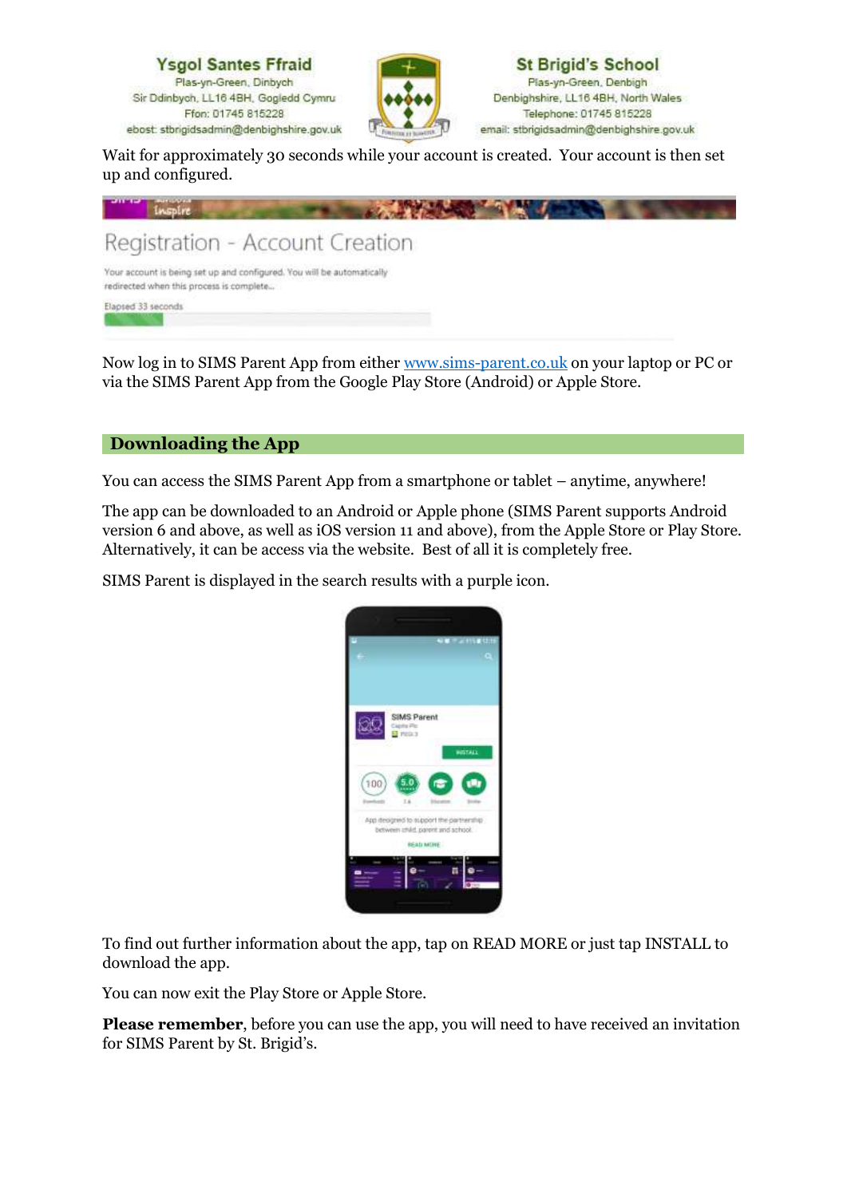Wait for approximately 30 seconds while your account is created. Your account is then set up and configured.

Now log in to SIMS Parent App from either [www.sims-parent.co.uk](http://www.sims-parent.co.uk) on your laptop or PC or via the SIMS Parent App from the Google Play Store (Android) or Apple Store.

## Downloading the App

You can access the SIMS Parent App from a smartphone or tablet – anytime, anywhere!

The app can be downloaded to an Android or Apple phone (SIMS Parent supports Android version 6 and above, as well as iOS version 11 and above), from the Apple Store or Play Store. Alternatively, it can be access via the website. Best of all it is completely free.

SIMS Parent is displayed in the search results with a purple icon.

To find out further information about the app, tap on READ MORE or just tap INSTALL to download the app.

You can now exit the Play Store or Apple Store.

**Please remember**, before you can use the app, you will need to have received an invitation for SIMS Parent by St. Brigid's.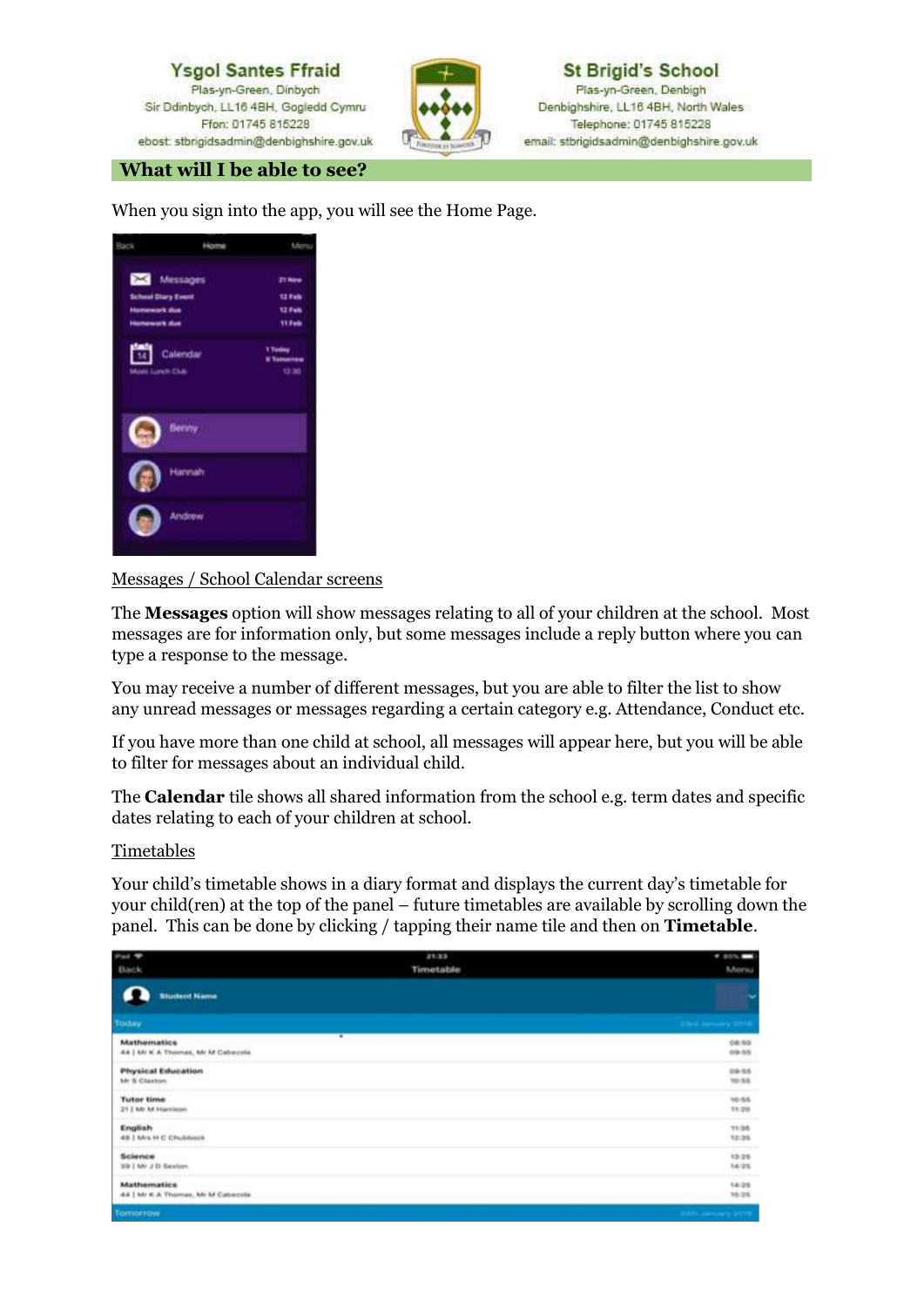## What will I be able to see?

When you sign into the app, you will see the Home Page.

Messages / School Calendar screens

The **Messages** option will show messages relating to all of your children at the school. Most messages are for information only, but some messages include a reply button where you can type a response to the message.

You may receive a number of different messages, but you are able to filter the list to show any unread messages or messages regarding a certain category e.g. Attendance, Conduct etc.

If you have more than one child at school, all messages will appear here, but you will be able to filter for messages about an individual child.

The **Calendar** tile shows all shared information from the school e.g. term dates and specific dates relating to each of your children at school.

Timetables

Your child's timetable shows in a diary format and displays the current day's timetable for your child(ren) at the top of the panel – future timetables are available by scrolling down the panel. This can be done by clicking / tapping their name tile and then on **Timetable**.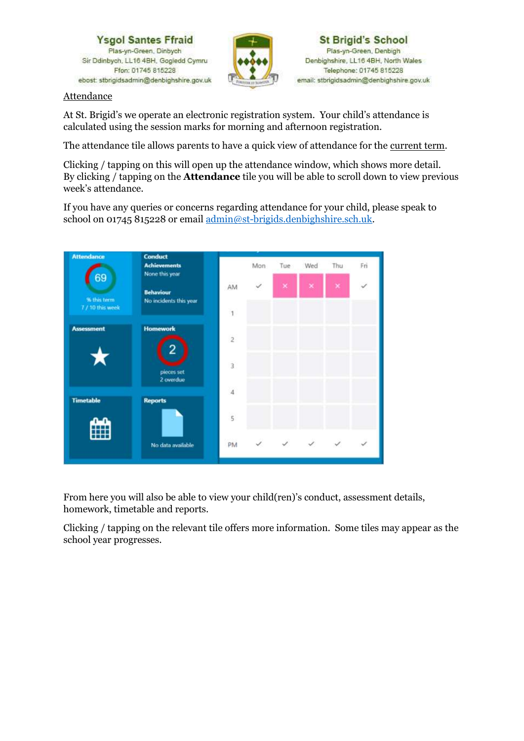Ysgol Santes Ffraid
Plas-yn-Green, Dinbych
Sir Ddinbych, LL16 4BH, Gogledd Cymru
Ffon: 01745 815228
ebost: stbrigidsadmin@denbighshire.gov.uk

St Brigid's School
Plas-yn-Green, Denbigh
Denbighshire, LL16 4BH, North Wales
Telephone: 01745 815228
email: stbrigidsadmin@denbighshire.gov.uk

Attendance

At St. Brigid's we operate an electronic registration system. Your child's attendance is calculated using the session marks for morning and afternoon registration.

The attendance tile allows parents to have a quick view of attendance for the current term.

Clicking / tapping on this will open up the attendance window, which shows more detail. By clicking / tapping on the **Attendance** tile you will be able to scroll down to view previous week's attendance.

If you have any queries or concerns regarding attendance for your child, please speak to school on 01745 815228 or email admin@st-brigids.denbighshire.sch.uk.

From here you will also be able to view your child(ren)'s conduct, assessment details, homework, timetable and reports.

Clicking / tapping on the relevant tile offers more information. Some tiles may appear as the school year progresses.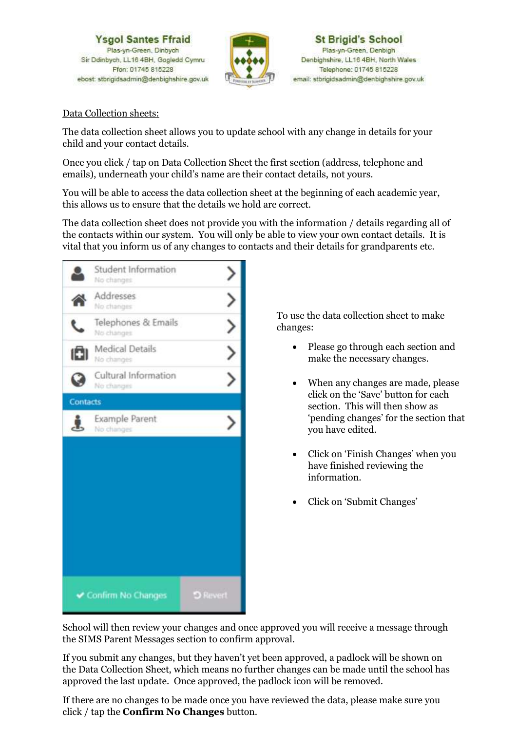Ysgol Santes Ffraid
Plas-yn-Green, Dinbych
Sir Ddinbych, LL16 4BH, Gogledd Cymru
Ffon: 01745 815228
ebost: stbrigidsadmin@denbighshire.gov.uk

St Brigid's School
Plas-yn-Green, Denbigh
Denbighshire, LL16 4BH, North Wales
Telephone: 01745 815228
email: stbrigidsadmin@denbighshire.gov.uk

Data Collection sheets:

The data collection sheet allows you to update school with any change in details for your child and your contact details.

Once you click / tap on Data Collection Sheet the first section (address, telephone and emails), underneath your child's name are their contact details, not yours.

You will be able to access the data collection sheet at the beginning of each academic year, this allows us to ensure that the details we hold are correct.

The data collection sheet does not provide you with the information / details regarding all of the contacts within our system. You will only be able to view your own contact details. It is vital that you inform us of any changes to contacts and their details for grandparents etc.

Student Information
No changes

Addresses
No changes

Telephones & Emails
No changes

Medical Details
No changes

Cultural Information
No changes

Contacts

Example Parent
No changes

Confirm No Changes | Revert

To use the data collection sheet to make changes:

- Please go through each section and make the necessary changes.
- When any changes are made, please click on the 'Save' button for each section. This will then show as 'pending changes' for the section that you have edited.
- Click on 'Finish Changes' when you have finished reviewing the information.
- Click on 'Submit Changes'

School will then review your changes and once approved you will receive a message through the SIMS Parent Messages section to confirm approval.

If you submit any changes, but they haven't yet been approved, a padlock will be shown on the Data Collection Sheet, which means no further changes can be made until the school has approved the last update. Once approved, the padlock icon will be removed.

If there are no changes to be made once you have reviewed the data, please make sure you click / tap the **Confirm No Changes** button.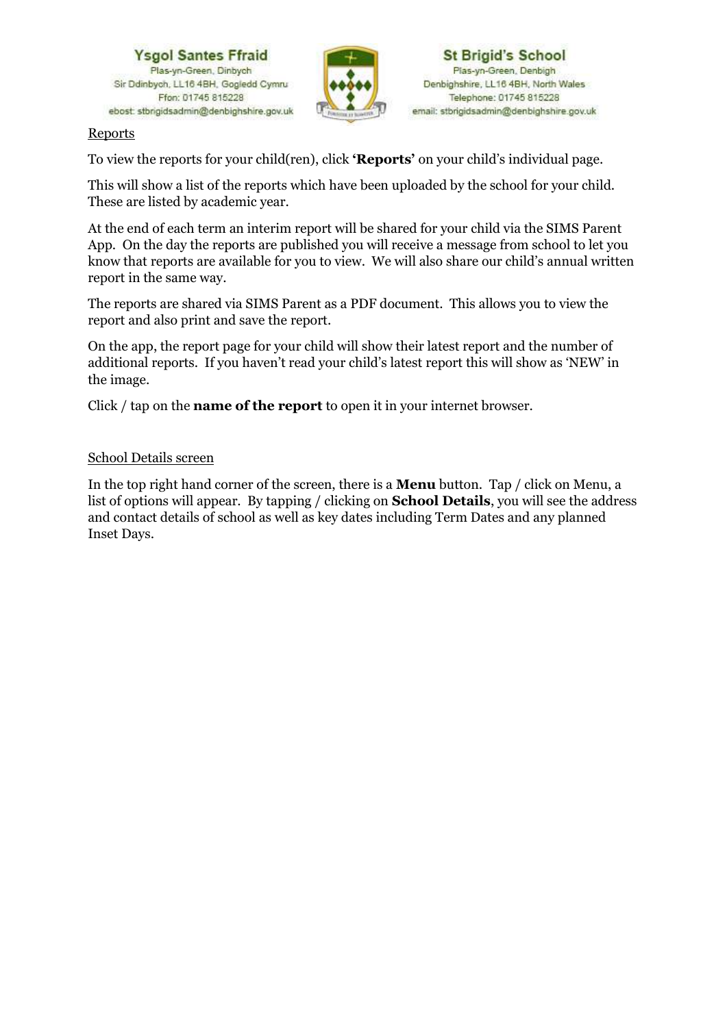Ysgol Santes Ffraid
Plas-yn-Green, Dinbych
Sir Ddinbych, LL16 4BH, Gogledd Cymru
Ffon: 01745 815228
ebost: stbrigidsadmin@denbighshire.gov.uk

St Brigid's School
Plas-yn-Green, Denbigh
Denbighshire, LL16 4BH, North Wales
Telephone: 01745 815228
email: stbrigidsadmin@denbighshire.gov.uk

## Reports

To view the reports for your child(ren), click **'Reports'** on your child's individual page.

This will show a list of the reports which have been uploaded by the school for your child. These are listed by academic year.

At the end of each term an interim report will be shared for your child via the SIMS Parent App. On the day the reports are published you will receive a message from school to let you know that reports are available for you to view. We will also share our child's annual written report in the same way.

The reports are shared via SIMS Parent as a PDF document. This allows you to view the report and also print and save the report.

On the app, the report page for your child will show their latest report and the number of additional reports. If you haven't read your child's latest report this will show as 'NEW' in the image.

Click / tap on the **name of the report** to open it in your internet browser.

## School Details screen

In the top right hand corner of the screen, there is a **Menu** button. Tap / click on Menu, a list of options will appear. By tapping / clicking on **School Details**, you will see the address and contact details of school as well as key dates including Term Dates and any planned Inset Days.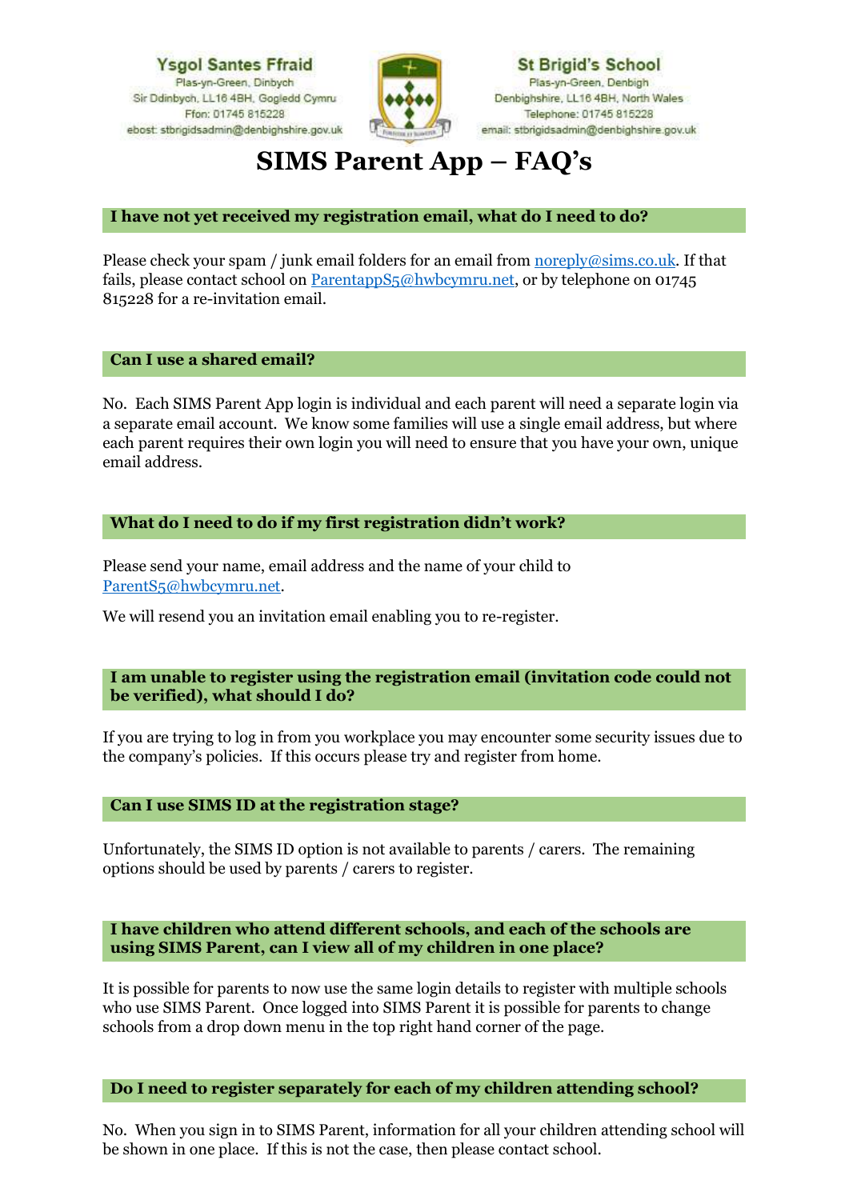Ysgol Santes Ffraid
Plas-yn-Green, Dinbych
Sir Ddinbych, LL16 4BH, Gogledd Cymru
Ffon: 01745 815228
ebost: stbrigidsadmin@denbighshire.gov.uk

St Brigid's School
Plas-yn-Green, Denbigh
Denbighshire, LL16 4BH, North Wales
Telephone: 01745 815228
email: stbrigidsadmin@denbighshire.gov.uk

# SIMS Parent App – FAQ's

### I have not yet received my registration email, what do I need to do?

Please check your spam / junk email folders for an email from noreply@sims.co.uk. If that fails, please contact school on ParentappS5@hwbcymru.net, or by telephone on 01745 815228 for a re-invitation email.

### Can I use a shared email?

No. Each SIMS Parent App login is individual and each parent will need a separate login via a separate email account. We know some families will use a single email address, but where each parent requires their own login you will need to ensure that you have your own, unique email address.

### What do I need to do if my first registration didn't work?

Please send your name, email address and the name of your child to ParentS5@hwbcymru.net.

We will resend you an invitation email enabling you to re-register.

### I am unable to register using the registration email (invitation code could not be verified), what should I do?

If you are trying to log in from you workplace you may encounter some security issues due to the company's policies. If this occurs please try and register from home.

### Can I use SIMS ID at the registration stage?

Unfortunately, the SIMS ID option is not available to parents / carers. The remaining options should be used by parents / carers to register.

### I have children who attend different schools, and each of the schools are using SIMS Parent, can I view all of my children in one place?

It is possible for parents to now use the same login details to register with multiple schools who use SIMS Parent. Once logged into SIMS Parent it is possible for parents to change schools from a drop down menu in the top right hand corner of the page.

### Do I need to register separately for each of my children attending school?

No. When you sign in to SIMS Parent, information for all your children attending school will be shown in one place. If this is not the case, then please contact school.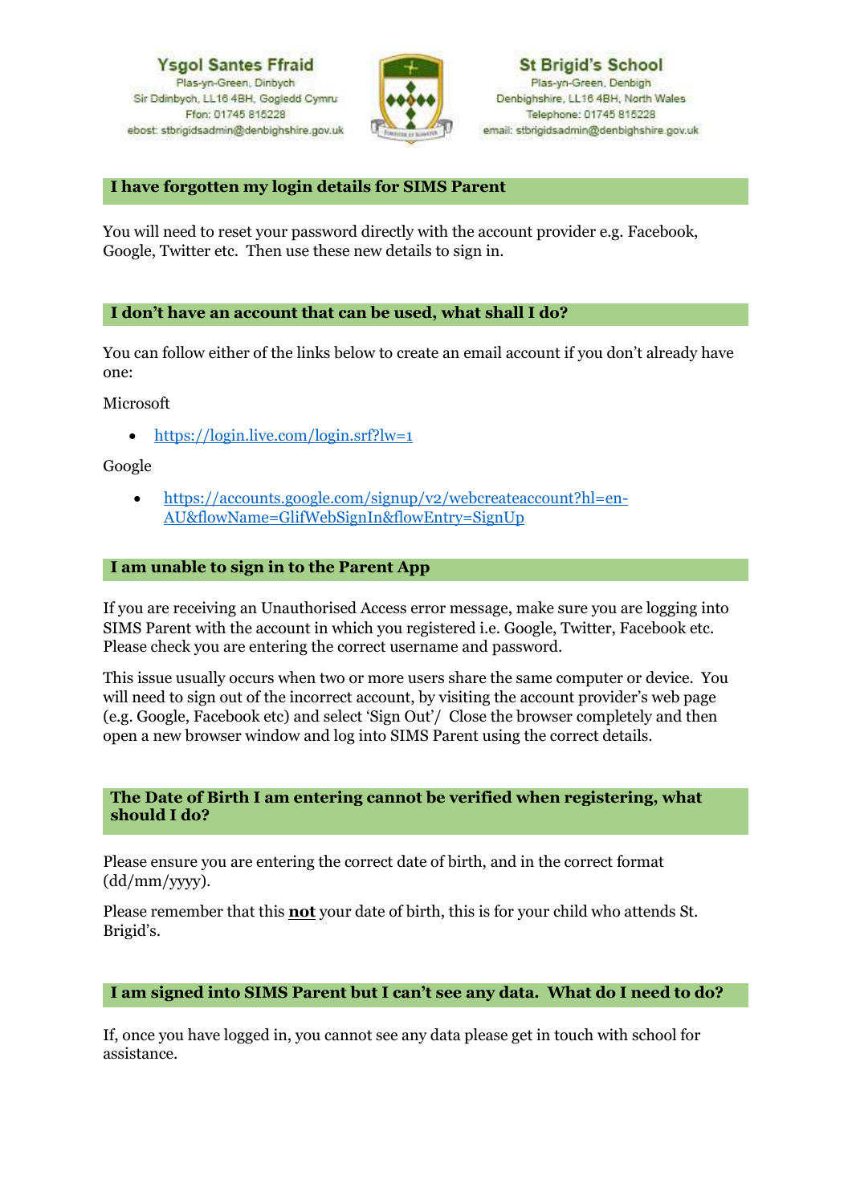## I have forgotten my login details for SIMS Parent

You will need to reset your password directly with the account provider e.g. Facebook, Google, Twitter etc. Then use these new details to sign in.

## I don't have an account that can be used, what shall I do?

You can follow either of the links below to create an email account if you don't already have one:

Microsoft

- https://login.live.com/login.srf?lw=1

Google

- https://accounts.google.com/signup/v2/webcreateaccount?hl=en-AU&flowName=GlifWebSignIn&flowEntry=SignUp

## I am unable to sign in to the Parent App

If you are receiving an Unauthorised Access error message, make sure you are logging into SIMS Parent with the account in which you registered i.e. Google, Twitter, Facebook etc. Please check you are entering the correct username and password.

This issue usually occurs when two or more users share the same computer or device. You will need to sign out of the incorrect account, by visiting the account provider's web page (e.g. Google, Facebook etc) and select 'Sign Out'/ Close the browser completely and then open a new browser window and log into SIMS Parent using the correct details.

## The Date of Birth I am entering cannot be verified when registering, what should I do?

Please ensure you are entering the correct date of birth, and in the correct format (dd/mm/yyyy).

Please remember that this **not** your date of birth, this is for your child who attends St. Brigid's.

## I am signed into SIMS Parent but I can't see any data. What do I need to do?

If, once you have logged in, you cannot see any data please get in touch with school for assistance.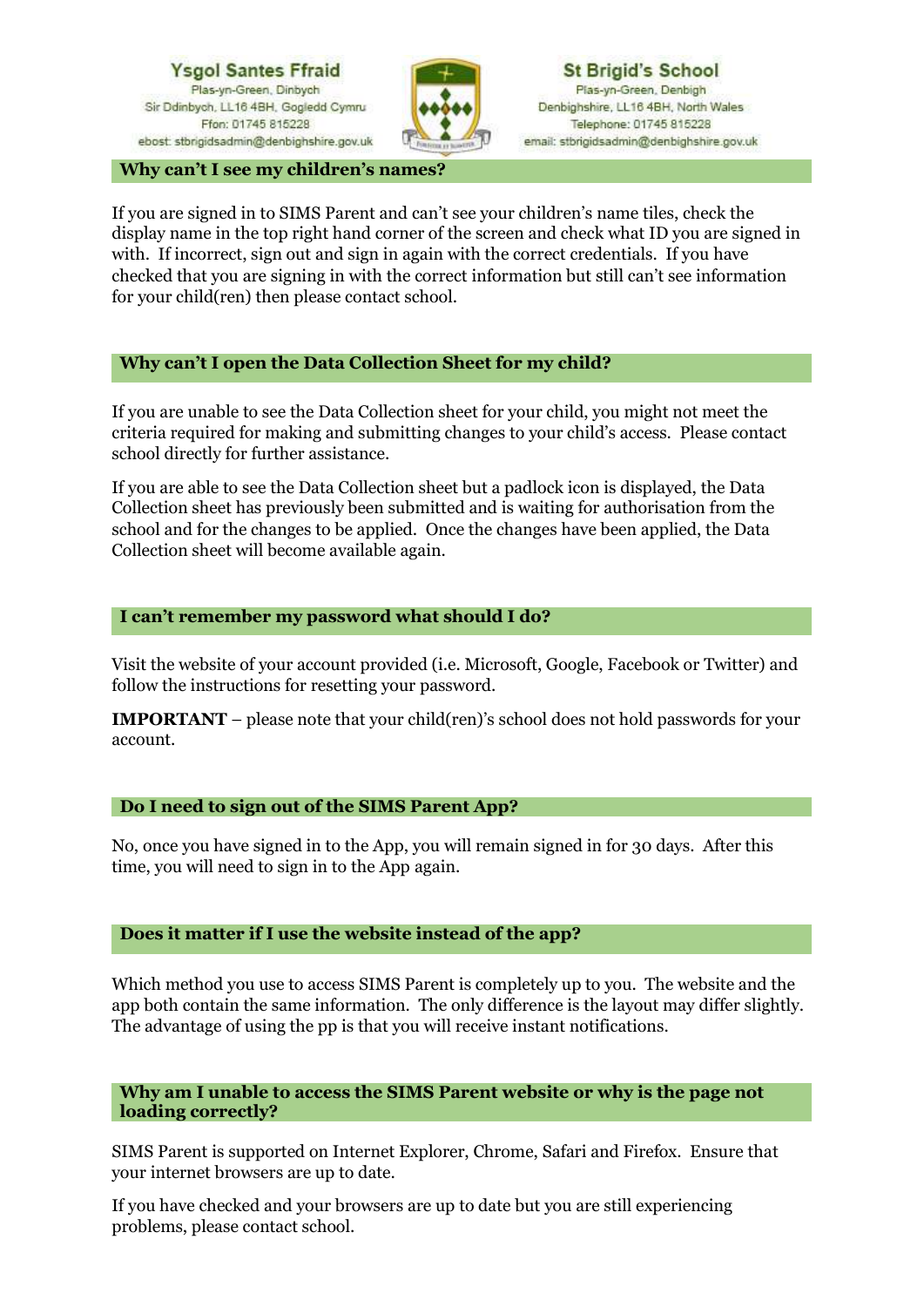## Why can't I see my children's names?

If you are signed in to SIMS Parent and can't see your children's name tiles, check the display name in the top right hand corner of the screen and check what ID you are signed in with. If incorrect, sign out and sign in again with the correct credentials. If you have checked that you are signing in with the correct information but still can't see information for your child(ren) then please contact school.

## Why can't I open the Data Collection Sheet for my child?

If you are unable to see the Data Collection sheet for your child, you might not meet the criteria required for making and submitting changes to your child's access. Please contact school directly for further assistance.

If you are able to see the Data Collection sheet but a padlock icon is displayed, the Data Collection sheet has previously been submitted and is waiting for authorisation from the school and for the changes to be applied. Once the changes have been applied, the Data Collection sheet will become available again.

## I can't remember my password what should I do?

Visit the website of your account provided (i.e. Microsoft, Google, Facebook or Twitter) and follow the instructions for resetting your password.

**IMPORTANT** – please note that your child(ren)'s school does not hold passwords for your account.

## Do I need to sign out of the SIMS Parent App?

No, once you have signed in to the App, you will remain signed in for 30 days. After this time, you will need to sign in to the App again.

## Does it matter if I use the website instead of the app?

Which method you use to access SIMS Parent is completely up to you. The website and the app both contain the same information. The only difference is the layout may differ slightly. The advantage of using the pp is that you will receive instant notifications.

## Why am I unable to access the SIMS Parent website or why is the page not loading correctly?

SIMS Parent is supported on Internet Explorer, Chrome, Safari and Firefox. Ensure that your internet browsers are up to date.

If you have checked and your browsers are up to date but you are still experiencing problems, please contact school.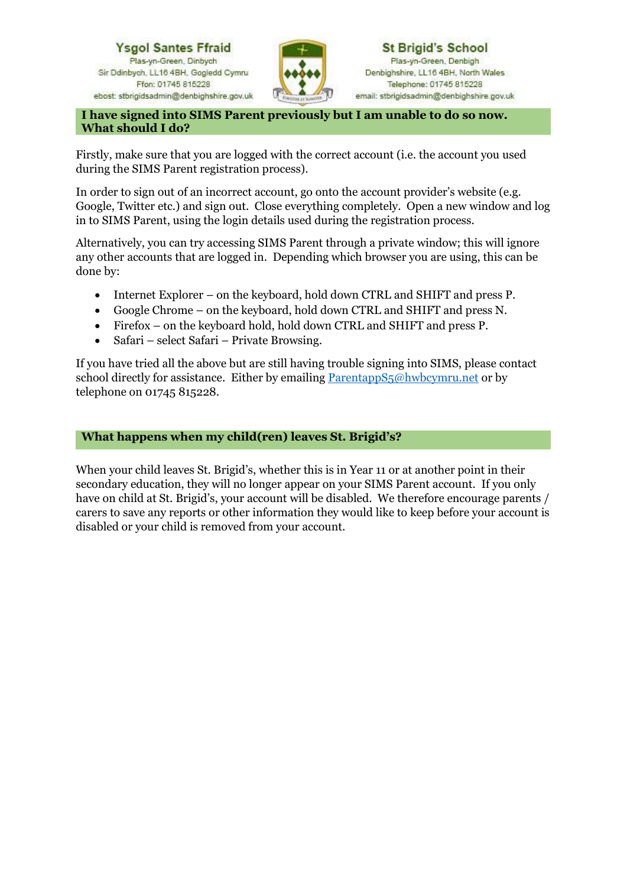## I have signed into SIMS Parent previously but I am unable to do so now. What should I do?

Firstly, make sure that you are logged with the correct account (i.e. the account you used during the SIMS Parent registration process).

In order to sign out of an incorrect account, go onto the account provider's website (e.g. Google, Twitter etc.) and sign out. Close everything completely. Open a new window and log in to SIMS Parent, using the login details used during the registration process.

Alternatively, you can try accessing SIMS Parent through a private window; this will ignore any other accounts that are logged in. Depending which browser you are using, this can be done by:

- Internet Explorer – on the keyboard, hold down CTRL and SHIFT and press P.
- Google Chrome – on the keyboard, hold down CTRL and SHIFT and press N.
- Firefox – on the keyboard hold, hold down CTRL and SHIFT and press P.
- Safari – select Safari – Private Browsing.

If you have tried all the above but are still having trouble signing into SIMS, please contact school directly for assistance. Either by emailing ParentappS5@hwbcymru.net or by telephone on 01745 815228.

## What happens when my child(ren) leaves St. Brigid's?

When your child leaves St. Brigid's, whether this is in Year 11 or at another point in their secondary education, they will no longer appear on your SIMS Parent account. If you only have on child at St. Brigid's, your account will be disabled. We therefore encourage parents / carers to save any reports or other information they would like to keep before your account is disabled or your child is removed from your account.